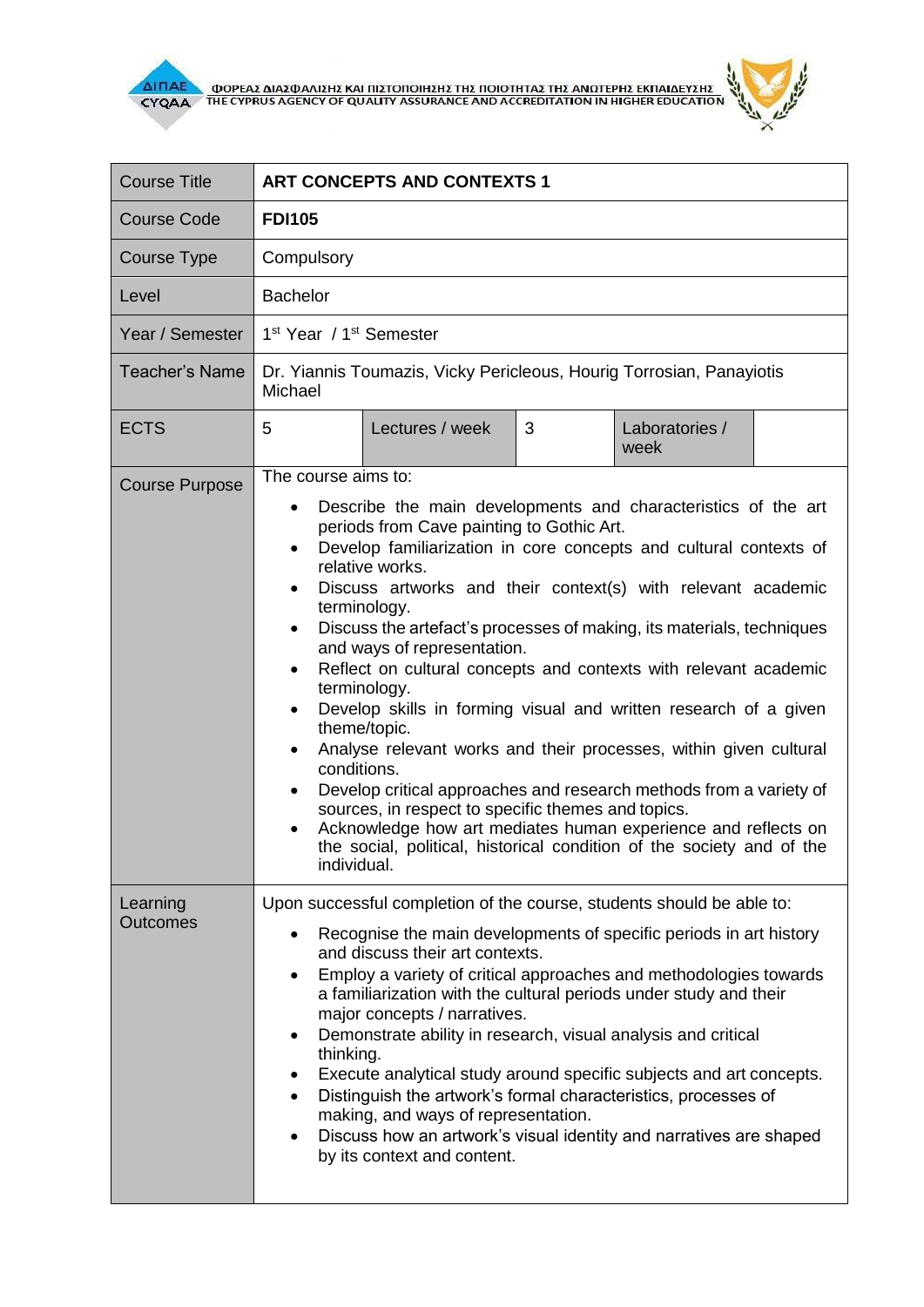| Course Title | **ART CONCEPTS AND CONTEXTS 1** | | | |
|---|---|---|---|---|
| Course Code | **FDI105** | | | |
| Course Type | Compulsory | | | |
| Level | Bachelor | | | |
| Year / Semester | 1st Year / 1st Semester | | | |
| Teacher's Name | Dr. Yiannis Toumazis, Vicky Pericleous, Hourig Torrosian, Panayiotis Michael | | | |
| ECTS | 5 | Lectures / week | 3 | Laboratories / week |
| Course Purpose | The course aims to:<br>• Describe the main developments and characteristics of the art periods from Cave painting to Gothic Art.<br>• Develop familiarization in core concepts and cultural contexts of relative works.<br>• Discuss artworks and their context(s) with relevant academic terminology.<br>• Discuss the artefact's processes of making, its materials, techniques and ways of representation.<br>• Reflect on cultural concepts and contexts with relevant academic terminology.<br>• Develop skills in forming visual and written research of a given theme/topic.<br>• Analyse relevant works and their processes, within given cultural conditions.<br>• Develop critical approaches and research methods from a variety of sources, in respect to specific themes and topics.<br>• Acknowledge how art mediates human experience and reflects on the social, political, historical condition of the society and of the individual. | | | |
| Learning Outcomes | Upon successful completion of the course, students should be able to:<br>• Recognise the main developments of specific periods in art history and discuss their art contexts.<br>• Employ a variety of critical approaches and methodologies towards a familiarization with the cultural periods under study and their major concepts / narratives.<br>• Demonstrate ability in research, visual analysis and critical thinking.<br>• Execute analytical study around specific subjects and art concepts.<br>• Distinguish the artwork's formal characteristics, processes of making, and ways of representation.<br>• Discuss how an artwork's visual identity and narratives are shaped by its context and content. | | | |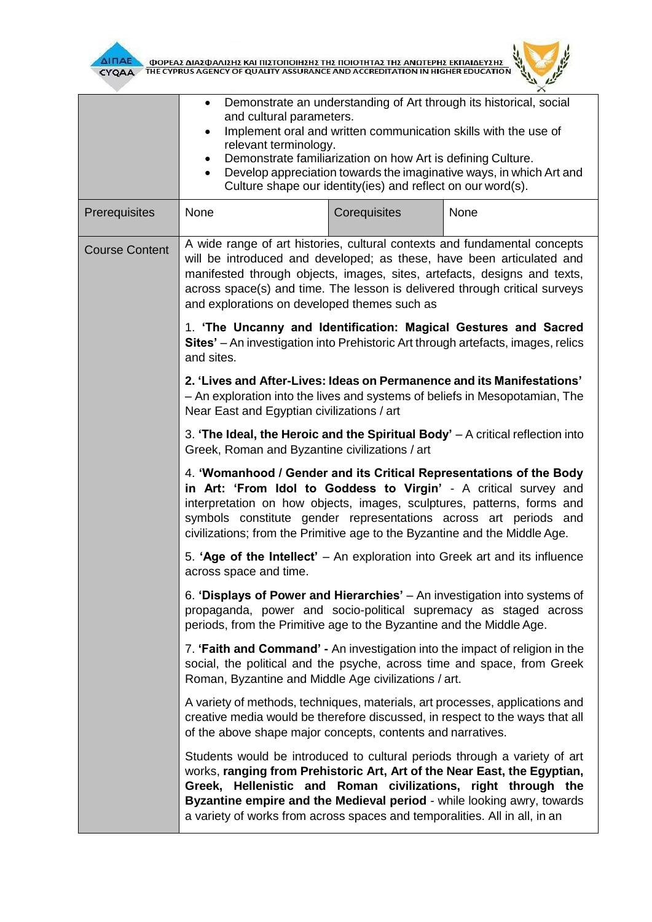| | | | |
|---|---|---|---|
| | • Demonstrate an understanding of Art through its historical, social and cultural parameters.<br>• Implement oral and written communication skills with the use of relevant terminology.<br>• Demonstrate familiarization on how Art is defining Culture.<br>• Develop appreciation towards the imaginative ways, in which Art and Culture shape our identity(ies) and reflect on our word(s). | | |
| Prerequisites | None | Corequisites | None |
| Course Content | A wide range of art histories, cultural contexts and fundamental concepts will be introduced and developed; as these, have been articulated and manifested through objects, images, sites, artefacts, designs and texts, across space(s) and time. The lesson is delivered through critical surveys and explorations on developed themes such as<br><br>1. **'The Uncanny and Identification: Magical Gestures and Sacred Sites'** – An investigation into Prehistoric Art through artefacts, images, relics and sites.<br><br>**2. 'Lives and After-Lives: Ideas on Permanence and its Manifestations'** – An exploration into the lives and systems of beliefs in Mesopotamian, The Near East and Egyptian civilizations / art<br><br>3. **'The Ideal, the Heroic and the Spiritual Body'** – A critical reflection into Greek, Roman and Byzantine civilizations / art<br><br>4. **'Womanhood / Gender and its Critical Representations of the Body in Art: 'From Idol to Goddess to Virgin'** - A critical survey and interpretation on how objects, images, sculptures, patterns, forms and symbols constitute gender representations across art periods and civilizations; from the Primitive age to the Byzantine and the Middle Age.<br><br>5. **'Age of the Intellect'** – An exploration into Greek art and its influence across space and time.<br><br>6. **'Displays of Power and Hierarchies'** – An investigation into systems of propaganda, power and socio-political supremacy as staged across periods, from the Primitive age to the Byzantine and the Middle Age.<br><br>7. **'Faith and Command' -** An investigation into the impact of religion in the social, the political and the psyche, across time and space, from Greek Roman, Byzantine and Middle Age civilizations / art.<br><br>A variety of methods, techniques, materials, art processes, applications and creative media would be therefore discussed, in respect to the ways that all of the above shape major concepts, contents and narratives.<br><br>Students would be introduced to cultural periods through a variety of art works, **ranging from Prehistoric Art, Art of the Near East, the Egyptian, Greek, Hellenistic and Roman civilizations, right through the Byzantine empire and the Medieval period** - while looking awry, towards a variety of works from across spaces and temporalities. All in all, in an | | |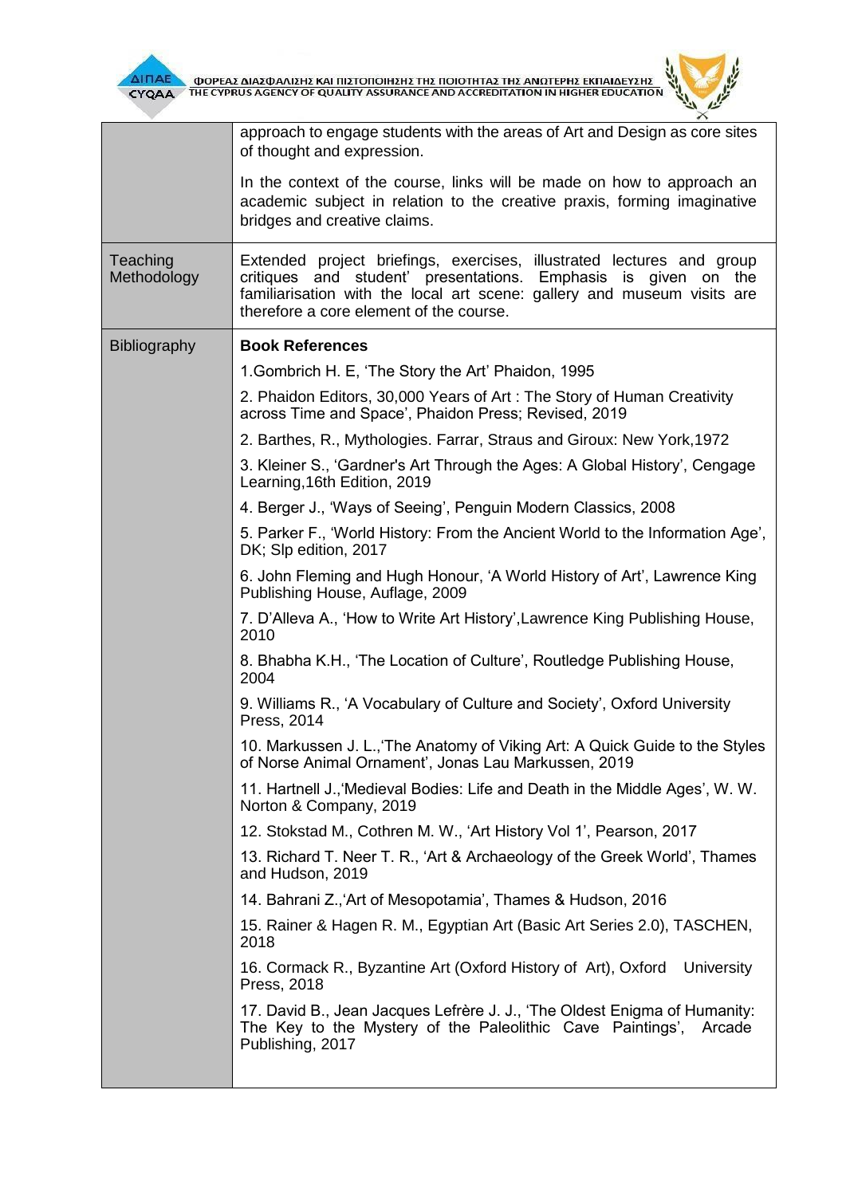| | |
|---|---|
| | approach to engage students with the areas of Art and Design as core sites of thought and expression.<br><br>In the context of the course, links will be made on how to approach an academic subject in relation to the creative praxis, forming imaginative bridges and creative claims. |
| Teaching Methodology | Extended project briefings, exercises, illustrated lectures and group critiques and student' presentations. Emphasis is given on the familiarisation with the local art scene: gallery and museum visits are therefore a core element of the course. |
| Bibliography | **Book References**<br><br>1.Gombrich H. E, 'The Story the Art' Phaidon, 1995<br><br>2. Phaidon Editors, 30,000 Years of Art : The Story of Human Creativity across Time and Space', Phaidon Press; Revised, 2019<br><br>2. Barthes, R., Mythologies. Farrar, Straus and Giroux: New York,1972<br><br>3. Kleiner S., 'Gardner's Art Through the Ages: A Global History', Cengage Learning,16th Edition, 2019<br><br>4. Berger J., 'Ways of Seeing', Penguin Modern Classics, 2008<br><br>5. Parker F., 'World History: From the Ancient World to the Information Age', DK; Slp edition, 2017<br><br>6. John Fleming and Hugh Honour, 'A World History of Art', Lawrence King Publishing House, Auflage, 2009<br><br>7. D'Alleva A., 'How to Write Art History',Lawrence King Publishing House, 2010<br><br>8. Bhabha K.H., 'The Location of Culture', Routledge Publishing House, 2004<br><br>9. Williams R., 'A Vocabulary of Culture and Society', Oxford University Press, 2014<br><br>10. Markussen J. L.,'The Anatomy of Viking Art: A Quick Guide to the Styles of Norse Animal Ornament', Jonas Lau Markussen, 2019<br><br>11. Hartnell J.,'Medieval Bodies: Life and Death in the Middle Ages', W. W. Norton & Company, 2019<br><br>12. Stokstad M., Cothren M. W., 'Art History Vol 1', Pearson, 2017<br><br>13. Richard T. Neer T. R., 'Art & Archaeology of the Greek World', Thames and Hudson, 2019<br><br>14. Bahrani Z.,'Art of Mesopotamia', Thames & Hudson, 2016<br><br>15. Rainer & Hagen R. M., Egyptian Art (Basic Art Series 2.0), TASCHEN, 2018<br><br>16. Cormack R., Byzantine Art (Oxford History of Art), Oxford University Press, 2018<br><br>17. David B., Jean Jacques Lefrère J. J., 'The Oldest Enigma of Humanity: The Key to the Mystery of the Paleolithic Cave Paintings', Arcade Publishing, 2017 |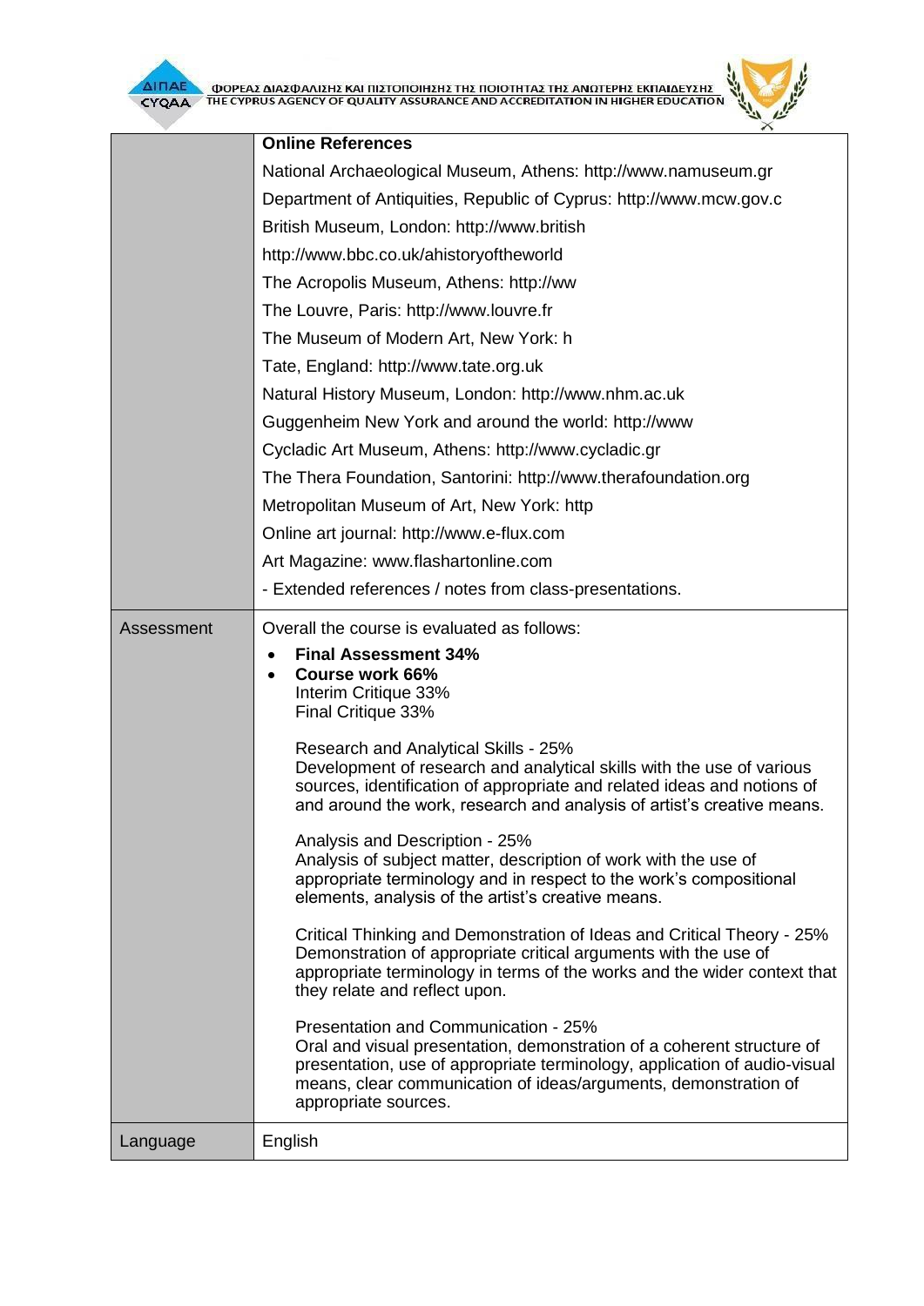| | |
|---|---|
| | **Online References**<br>National Archaeological Museum, Athens: http://www.namuseum.gr<br>Department of Antiquities, Republic of Cyprus: http://www.mcw.gov.c<br>British Museum, London: http://www.british<br>http://www.bbc.co.uk/ahistoryoftheworld<br>The Acropolis Museum, Athens: http://ww<br>The Louvre, Paris: http://www.louvre.fr<br>The Museum of Modern Art, New York: h<br>Tate, England: http://www.tate.org.uk<br>Natural History Museum, London: http://www.nhm.ac.uk<br>Guggenheim New York and around the world: http://www<br>Cycladic Art Museum, Athens: http://www.cycladic.gr<br>The Thera Foundation, Santorini: http://www.therafoundation.org<br>Metropolitan Museum of Art, New York: http<br>Online art journal: http://www.e-flux.com<br>Art Magazine: www.flashartonline.com<br>- Extended references / notes from class-presentations. |
| Assessment | Overall the course is evaluated as follows:<br>• **Final Assessment 34%**<br>• **Course work 66%**<br>Interim Critique 33%<br>Final Critique 33%<br><br>Research and Analytical Skills - 25%<br>Development of research and analytical skills with the use of various sources, identification of appropriate and related ideas and notions of and around the work, research and analysis of artist's creative means.<br><br>Analysis and Description - 25%<br>Analysis of subject matter, description of work with the use of appropriate terminology and in respect to the work's compositional elements, analysis of the artist's creative means.<br><br>Critical Thinking and Demonstration of Ideas and Critical Theory - 25%<br>Demonstration of appropriate critical arguments with the use of appropriate terminology in terms of the works and the wider context that they relate and reflect upon.<br><br>Presentation and Communication - 25%<br>Oral and visual presentation, demonstration of a coherent structure of presentation, use of appropriate terminology, application of audio-visual means, clear communication of ideas/arguments, demonstration of appropriate sources. |
| Language | English |